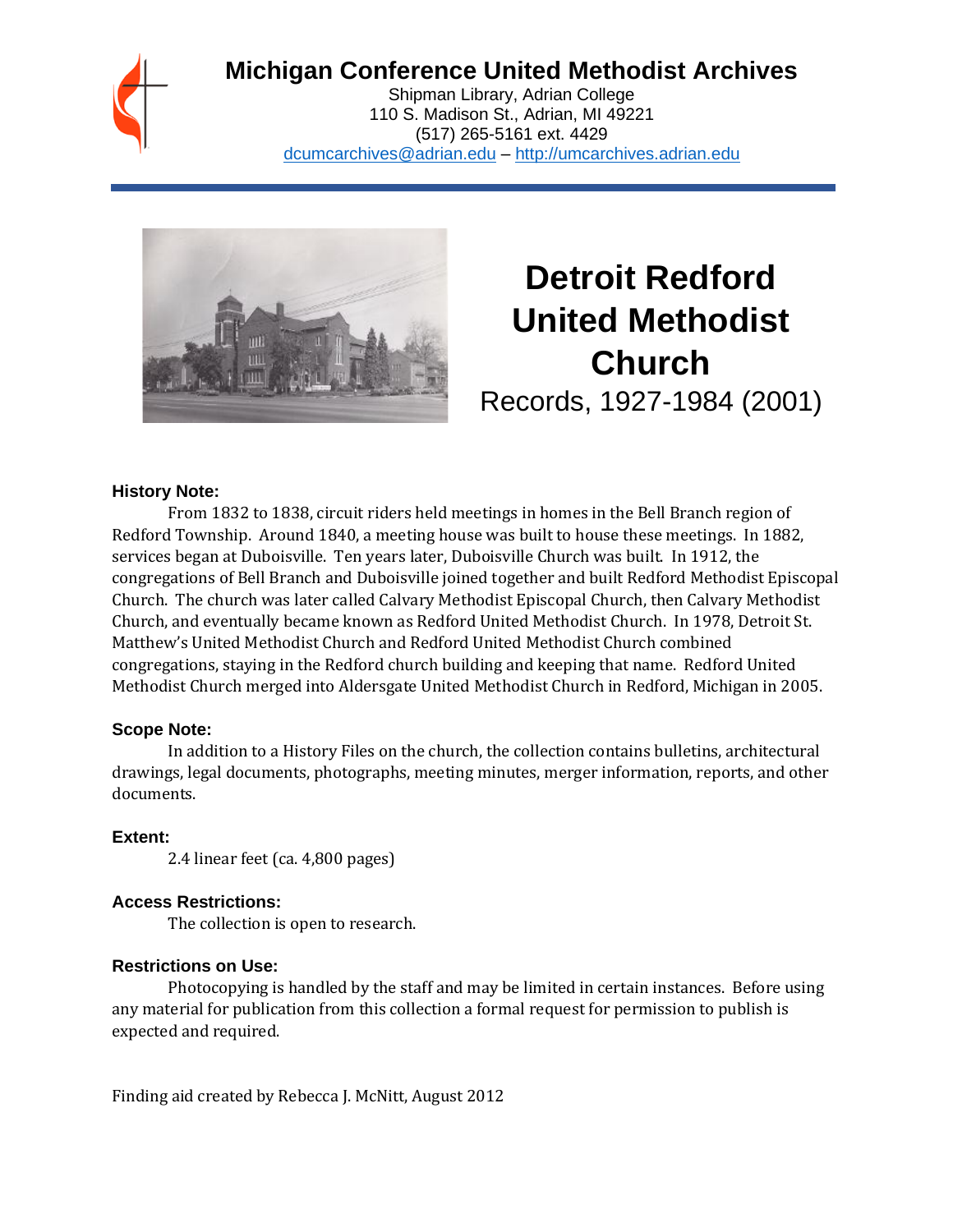# Michigan Conference United Methodist Archives

Shipman Library, Adrian College
110 S. Madison St., Adrian, MI 49221
(517) 265-5161 ext. 4429
dcumcarchives@adrian.edu – http://umcarchives.adrian.edu

# Detroit Redford United Methodist Church

Records, 1927-1984 (2001)

### History Note:

From 1832 to 1838, circuit riders held meetings in homes in the Bell Branch region of Redford Township. Around 1840, a meeting house was built to house these meetings. In 1882, services began at Duboisville. Ten years later, Duboisville Church was built. In 1912, the congregations of Bell Branch and Duboisville joined together and built Redford Methodist Episcopal Church. The church was later called Calvary Methodist Episcopal Church, then Calvary Methodist Church, and eventually became known as Redford United Methodist Church. In 1978, Detroit St. Matthew's United Methodist Church and Redford United Methodist Church combined congregations, staying in the Redford church building and keeping that name. Redford United Methodist Church merged into Aldersgate United Methodist Church in Redford, Michigan in 2005.

### Scope Note:

In addition to a History Files on the church, the collection contains bulletins, architectural drawings, legal documents, photographs, meeting minutes, merger information, reports, and other documents.

### Extent:

2.4 linear feet (ca. 4,800 pages)

### Access Restrictions:

The collection is open to research.

### Restrictions on Use:

Photocopying is handled by the staff and may be limited in certain instances. Before using any material for publication from this collection a formal request for permission to publish is expected and required.

Finding aid created by Rebecca J. McNitt, August 2012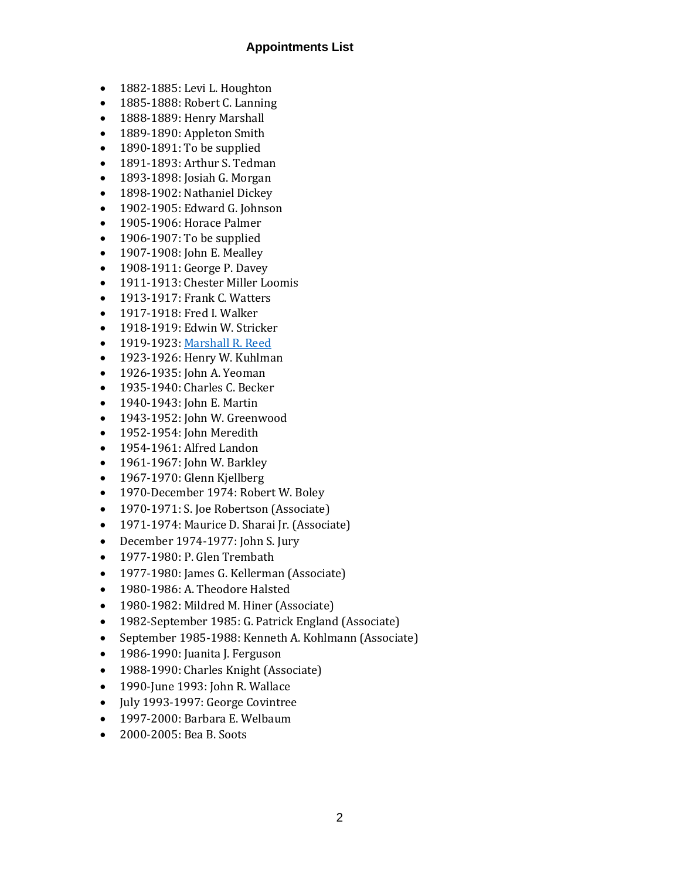## Appointments List

- 1882-1885: Levi L. Houghton
- 1885-1888: Robert C. Lanning
- 1888-1889: Henry Marshall
- 1889-1890: Appleton Smith
- 1890-1891: To be supplied
- 1891-1893: Arthur S. Tedman
- 1893-1898: Josiah G. Morgan
- 1898-1902: Nathaniel Dickey
- 1902-1905: Edward G. Johnson
- 1905-1906: Horace Palmer
- 1906-1907: To be supplied
- 1907-1908: John E. Mealley
- 1908-1911: George P. Davey
- 1911-1913: Chester Miller Loomis
- 1913-1917: Frank C. Watters
- 1917-1918: Fred I. Walker
- 1918-1919: Edwin W. Stricker
- 1919-1923: Marshall R. Reed
- 1923-1926: Henry W. Kuhlman
- 1926-1935: John A. Yeoman
- 1935-1940: Charles C. Becker
- 1940-1943: John E. Martin
- 1943-1952: John W. Greenwood
- 1952-1954: John Meredith
- 1954-1961: Alfred Landon
- 1961-1967: John W. Barkley
- 1967-1970: Glenn Kjellberg
- 1970-December 1974: Robert W. Boley
- 1970-1971: S. Joe Robertson (Associate)
- 1971-1974: Maurice D. Sharai Jr. (Associate)
- December 1974-1977: John S. Jury
- 1977-1980: P. Glen Trembath
- 1977-1980: James G. Kellerman (Associate)
- 1980-1986: A. Theodore Halsted
- 1980-1982: Mildred M. Hiner (Associate)
- 1982-September 1985: G. Patrick England (Associate)
- September 1985-1988: Kenneth A. Kohlmann (Associate)
- 1986-1990: Juanita J. Ferguson
- 1988-1990: Charles Knight (Associate)
- 1990-June 1993: John R. Wallace
- July 1993-1997: George Covintree
- 1997-2000: Barbara E. Welbaum
- 2000-2005: Bea B. Soots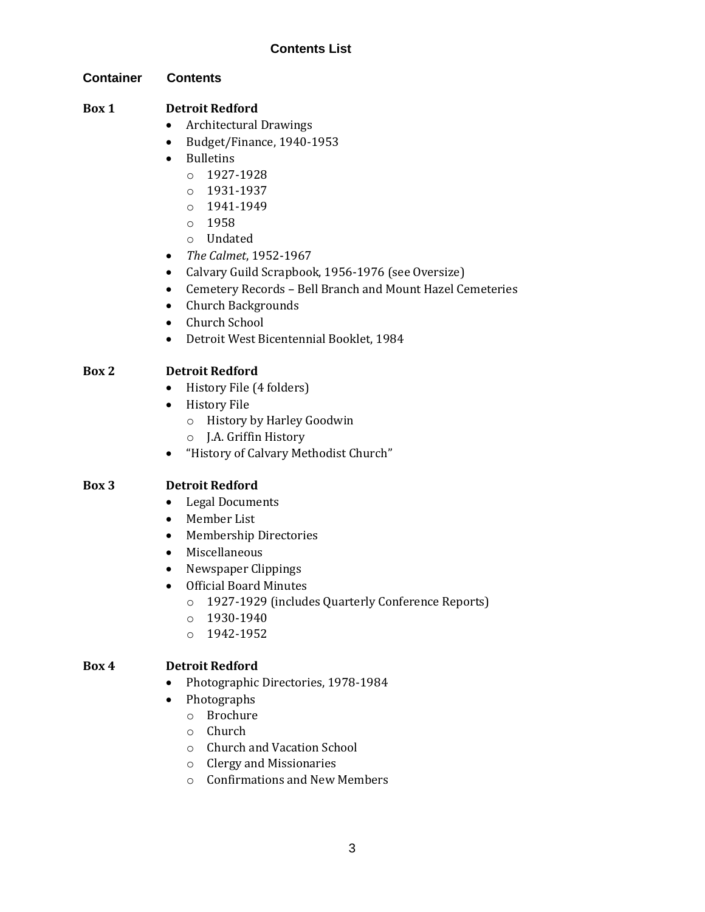## Contents List

| Container | Contents |
| --- | --- |

**Box 1** **Detroit Redford**

- Architectural Drawings
- Budget/Finance, 1940-1953
- Bulletins
  - 1927-1928
  - 1931-1937
  - 1941-1949
  - 1958
  - Undated
- *The Calmet*, 1952-1967
- Calvary Guild Scrapbook, 1956-1976 (see Oversize)
- Cemetery Records – Bell Branch and Mount Hazel Cemeteries
- Church Backgrounds
- Church School
- Detroit West Bicentennial Booklet, 1984

**Box 2** **Detroit Redford**

- History File (4 folders)
- History File
  - History by Harley Goodwin
  - J.A. Griffin History
- "History of Calvary Methodist Church"

**Box 3** **Detroit Redford**

- Legal Documents
- Member List
- Membership Directories
- Miscellaneous
- Newspaper Clippings
- Official Board Minutes
  - 1927-1929 (includes Quarterly Conference Reports)
  - 1930-1940
  - 1942-1952

**Box 4** **Detroit Redford**

- Photographic Directories, 1978-1984
- Photographs
  - Brochure
  - Church
  - Church and Vacation School
  - Clergy and Missionaries
  - Confirmations and New Members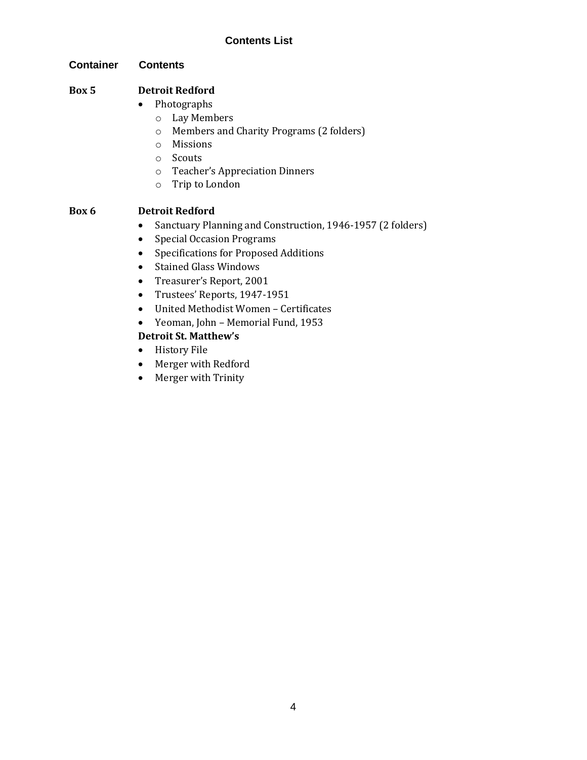## Contents List

| Container | Contents |
|---|---|
| **Box 5** | **Detroit Redford**<br>• Photographs<br>  ○ Lay Members<br>  ○ Members and Charity Programs (2 folders)<br>  ○ Missions<br>  ○ Scouts<br>  ○ Teacher's Appreciation Dinners<br>  ○ Trip to London |
| **Box 6** | **Detroit Redford**<br>• Sanctuary Planning and Construction, 1946-1957 (2 folders)<br>• Special Occasion Programs<br>• Specifications for Proposed Additions<br>• Stained Glass Windows<br>• Treasurer's Report, 2001<br>• Trustees' Reports, 1947-1951<br>• United Methodist Women – Certificates<br>• Yeoman, John – Memorial Fund, 1953<br>**Detroit St. Matthew's**<br>• History File<br>• Merger with Redford<br>• Merger with Trinity |